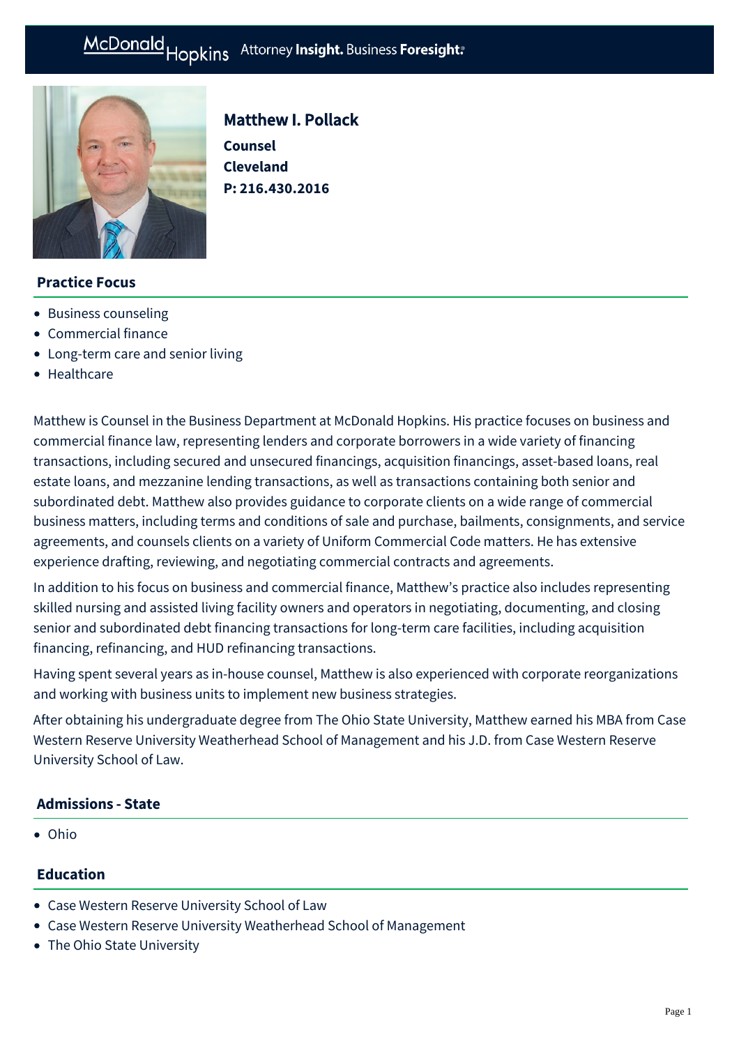# Matthew I. Pollack

**Counsel**
**Cleveland**
**P: 216.430.2016**

## Practice Focus

- Business counseling
- Commercial finance
- Long-term care and senior living
- Healthcare

Matthew is Counsel in the Business Department at McDonald Hopkins. His practice focuses on business and commercial finance law, representing lenders and corporate borrowers in a wide variety of financing transactions, including secured and unsecured financings, acquisition financings, asset-based loans, real estate loans, and mezzanine lending transactions, as well as transactions containing both senior and subordinated debt. Matthew also provides guidance to corporate clients on a wide range of commercial business matters, including terms and conditions of sale and purchase, bailments, consignments, and service agreements, and counsels clients on a variety of Uniform Commercial Code matters. He has extensive experience drafting, reviewing, and negotiating commercial contracts and agreements.

In addition to his focus on business and commercial finance, Matthew's practice also includes representing skilled nursing and assisted living facility owners and operators in negotiating, documenting, and closing senior and subordinated debt financing transactions for long-term care facilities, including acquisition financing, refinancing, and HUD refinancing transactions.

Having spent several years as in-house counsel, Matthew is also experienced with corporate reorganizations and working with business units to implement new business strategies.

After obtaining his undergraduate degree from The Ohio State University, Matthew earned his MBA from Case Western Reserve University Weatherhead School of Management and his J.D. from Case Western Reserve University School of Law.

## Admissions - State

- Ohio

## Education

- Case Western Reserve University School of Law
- Case Western Reserve University Weatherhead School of Management
- The Ohio State University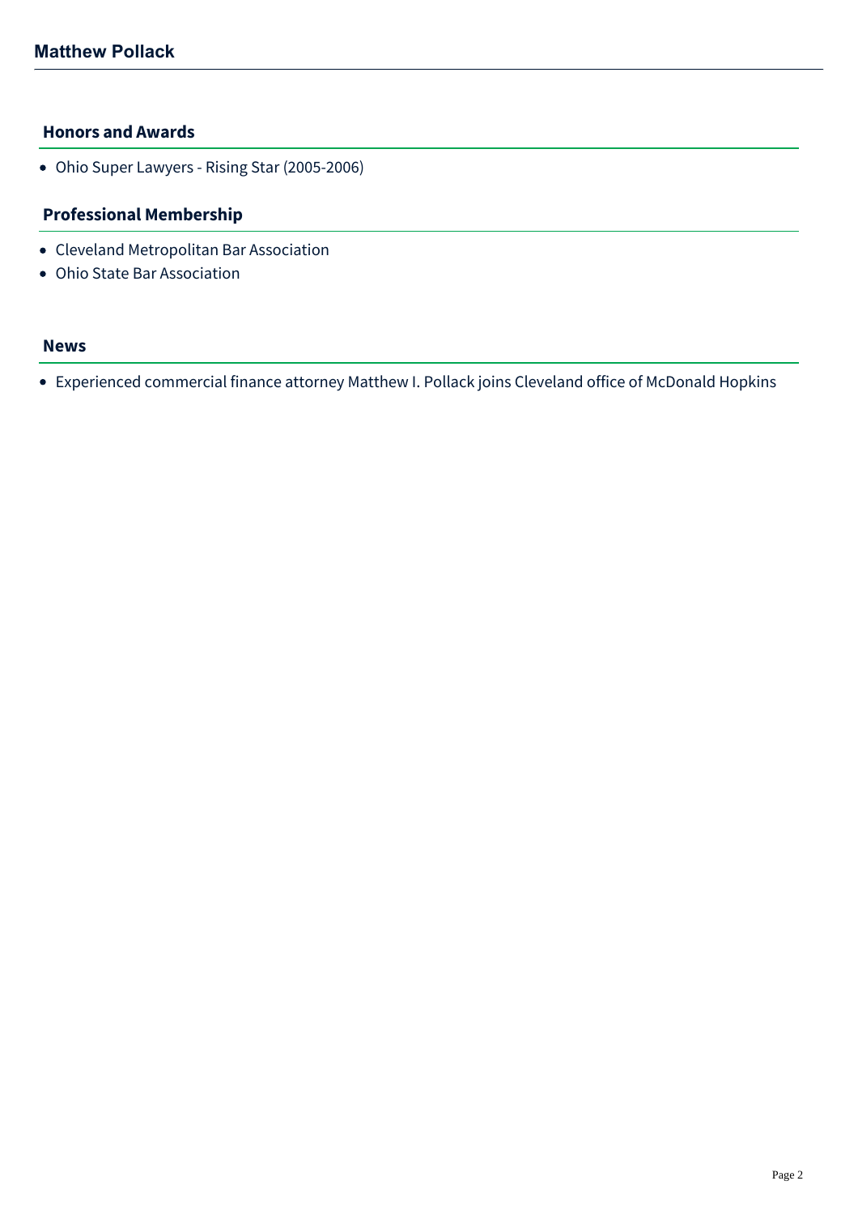## Honors and Awards

- Ohio Super Lawyers - Rising Star (2005-2006)

## Professional Membership

- Cleveland Metropolitan Bar Association
- Ohio State Bar Association

## News

- Experienced commercial finance attorney Matthew I. Pollack joins Cleveland office of McDonald Hopkins